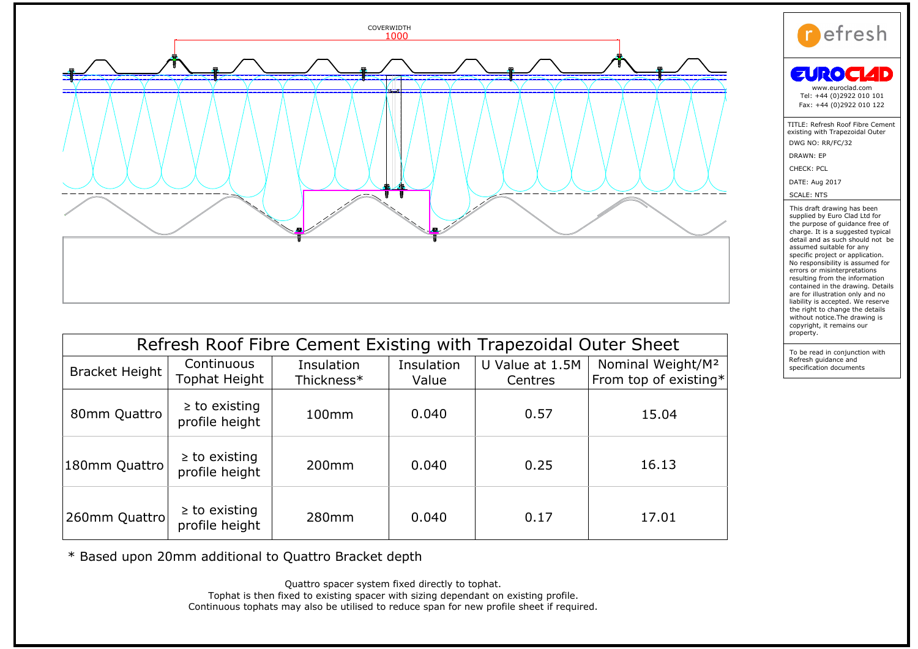COVERWIDTH
1000

refresh

EUROCLAD
www.euroclad.com
Tel: +44 (0)2922 010 101
Fax: +44 (0)2922 010 122

TITLE: Refresh Roof Fibre Cement existing with Trapezoidal Outer

DWG NO: RR/FC/32

DRAWN: EP

CHECK: PCL

DATE: Aug 2017

SCALE: NTS

This draft drawing has been supplied by Euro Clad Ltd for the purpose of guidance free of charge. It is a suggested typical detail and as such should not be assumed suitable for any specific project or application. No responsibility is assumed for errors or misinterpretations resulting from the information contained in the drawing. Details are for illustration only and no liability is accepted. We reserve the right to change the details without notice.The drawing is copyright, it remains our property.

To be read in conjunction with Refresh guidance and specification documents

## Refresh Roof Fibre Cement Existing with Trapezoidal Outer Sheet

| Bracket Height | Continuous Tophat Height | Insulation Thickness* | Insulation Value | U Value at 1.5M Centres | Nominal Weight/M² From top of existing* |
|---|---|---|---|---|---|
| 80mm Quattro | ≥ to existing profile height | 100mm | 0.040 | 0.57 | 15.04 |
| 180mm Quattro | ≥ to existing profile height | 200mm | 0.040 | 0.25 | 16.13 |
| 260mm Quattro | ≥ to existing profile height | 280mm | 0.040 | 0.17 | 17.01 |

* Based upon 20mm additional to Quattro Bracket depth

Quattro spacer system fixed directly to tophat.
Tophat is then fixed to existing spacer with sizing dependant on existing profile.
Continuous tophats may also be utilised to reduce span for new profile sheet if required.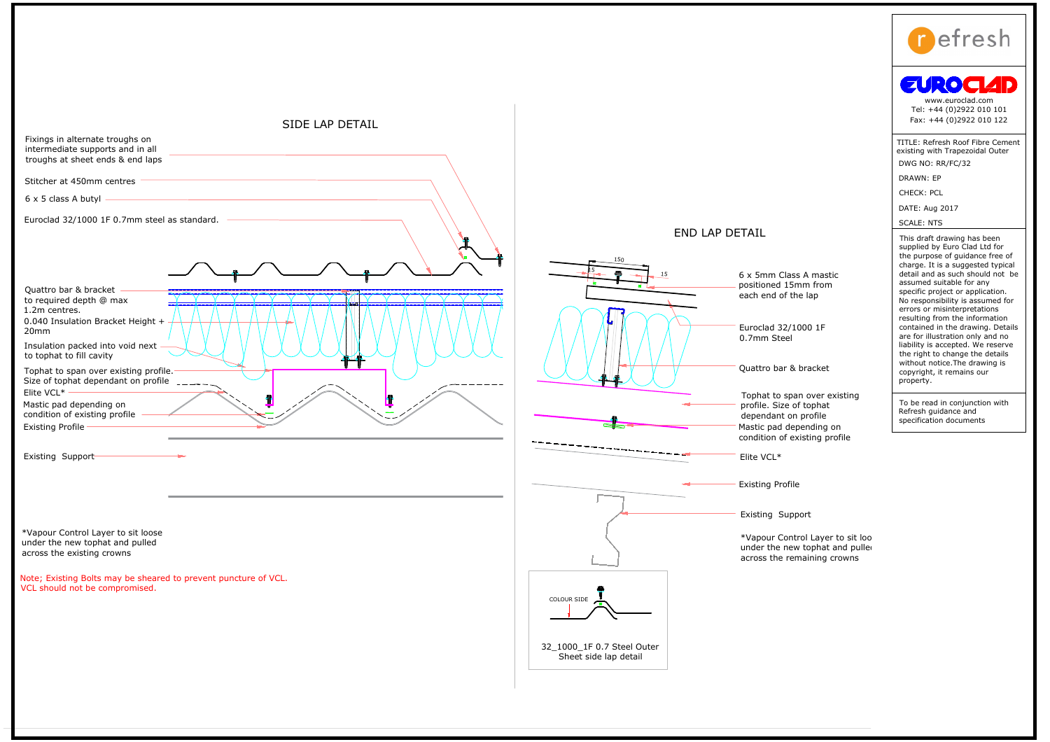## SIDE LAP DETAIL

Fixings in alternate troughs on intermediate supports and in all troughs at sheet ends & end laps

Stitcher at 450mm centres

6 x 5 class A butyl

Euroclad 32/1000 1F 0.7mm steel as standard.

Quattro bar & bracket to required depth @ max 1.2m centres.

0.040 Insulation Bracket Height + 20mm

Insulation packed into void next to tophat to fill cavity

Tophat to span over existing profile. Size of tophat dependant on profile

Elite VCL*

Mastic pad depending on condition of existing profile

Existing Profile

Existing Support

*Vapour Control Layer to sit loose under the new tophat and pulled across the existing crowns

Note; Existing Bolts may be sheared to prevent puncture of VCL. VCL should not be compromised.

## END LAP DETAIL

150

15

15

6 x 5mm Class A mastic positioned 15mm from each end of the lap

Euroclad 32/1000 1F 0.7mm Steel

Quattro bar & bracket

Tophat to span over existing profile. Size of tophat dependant on profile

Mastic pad depending on condition of existing profile

Elite VCL*

Existing Profile

Existing Support

*Vapour Control Layer to sit loo under the new tophat and pulle across the remaining crowns

COLOUR SIDE

32_1000_1F 0.7 Steel Outer Sheet side lap detail

---

refresh

EUROCLAD

www.euroclad.com
Tel: +44 (0)2922 010 101
Fax: +44 (0)2922 010 122

TITLE: Refresh Roof Fibre Cement existing with Trapezoidal Outer

DWG NO: RR/FC/32

DRAWN: EP

CHECK: PCL

DATE: Aug 2017

SCALE: NTS

This draft drawing has been supplied by Euro Clad Ltd for the purpose of guidance free of charge. It is a suggested typical detail and as such should not be assumed suitable for any specific project or application. No responsibility is assumed for errors or misinterpretations resulting from the information contained in the drawing. Details are for illustration only and no liability is accepted. We reserve the right to change the details without notice.The drawing is copyright, it remains our property.

To be read in conjunction with Refresh guidance and specification documents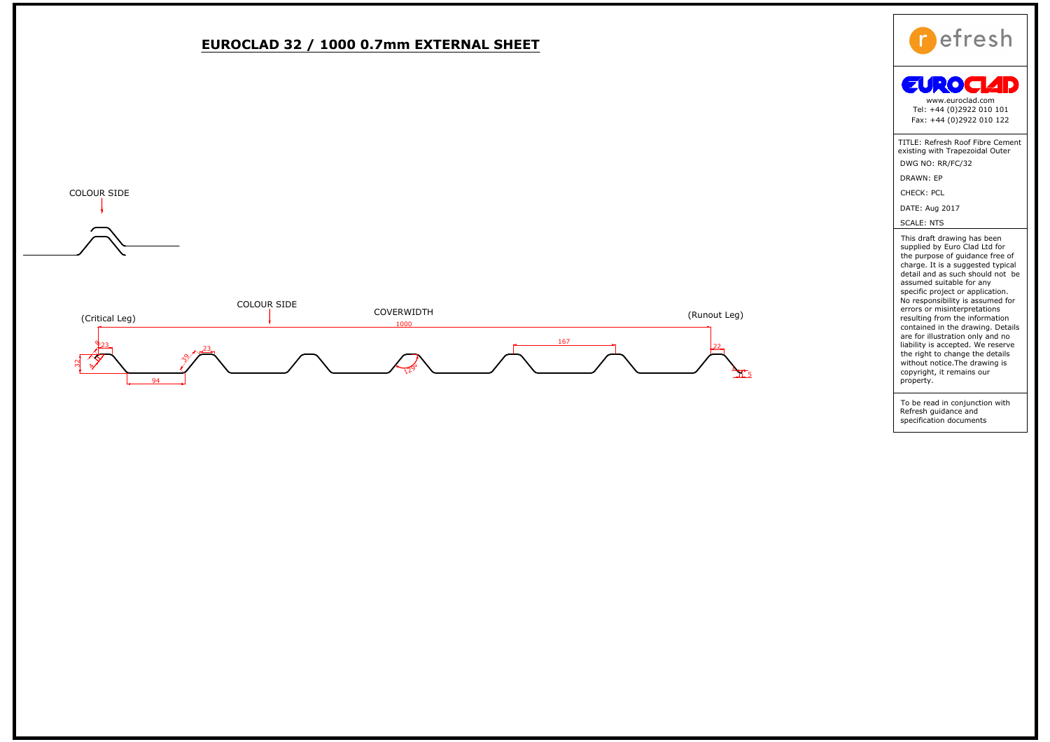# EUROCLAD 32 / 1000 0.7mm EXTERNAL SHEET

COLOUR SIDE

COLOUR SIDE

(Critical Leg)

COVERWIDTH

1000

(Runout Leg)

167

23

32

94

39

23

129°

22

5

refresh

EUROCLAD

www.euroclad.com
Tel: +44 (0)2922 010 101
Fax: +44 (0)2922 010 122

TITLE: Refresh Roof Fibre Cement existing with Trapezoidal Outer

DWG NO: RR/FC/32

DRAWN: EP

CHECK: PCL

DATE: Aug 2017

SCALE: NTS

This draft drawing has been supplied by Euro Clad Ltd for the purpose of guidance free of charge. It is a suggested typical detail and as such should not be assumed suitable for any specific project or application. No responsibility is assumed for errors or misinterpretations resulting from the information contained in the drawing. Details are for illustration only and no liability is accepted. We reserve the right to change the details without notice.The drawing is copyright, it remains our property.

To be read in conjunction with Refresh guidance and specification documents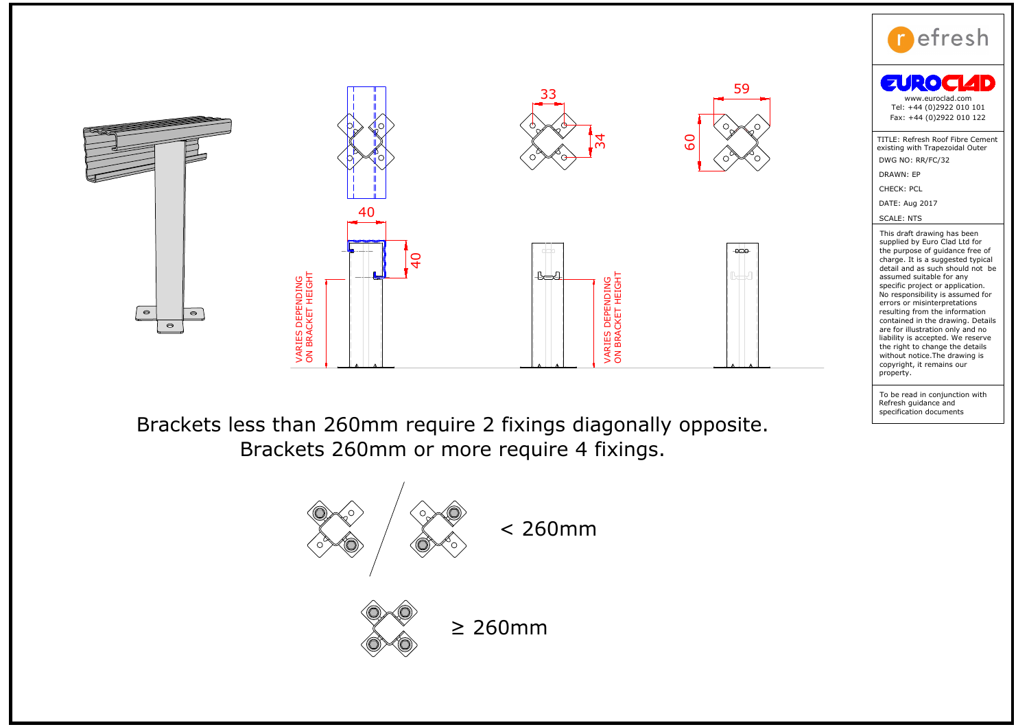33

34

59

60

40

40

VARIES DEPENDING ON BRACKET HEIGHT

VARIES DEPENDING ON BRACKET HEIGHT

Brackets less than 260mm require 2 fixings diagonally opposite.
Brackets 260mm or more require 4 fixings.

< 260mm

≥ 260mm

refresh

EUROCLAD
www.euroclad.com
Tel: +44 (0)2922 010 101
Fax: +44 (0)2922 010 122

TITLE: Refresh Roof Fibre Cement existing with Trapezoidal Outer

DWG NO: RR/FC/32

DRAWN: EP

CHECK: PCL

DATE: Aug 2017

SCALE: NTS

This draft drawing has been supplied by Euro Clad Ltd for the purpose of guidance free of charge. It is a suggested typical detail and as such should not be assumed suitable for any specific project or application. No responsibility is assumed for errors or misinterpretations resulting from the information contained in the drawing. Details are for illustration only and no liability is accepted. We reserve the right to change the details without notice.The drawing is copyright, it remains our property.

To be read in conjunction with Refresh guidance and specification documents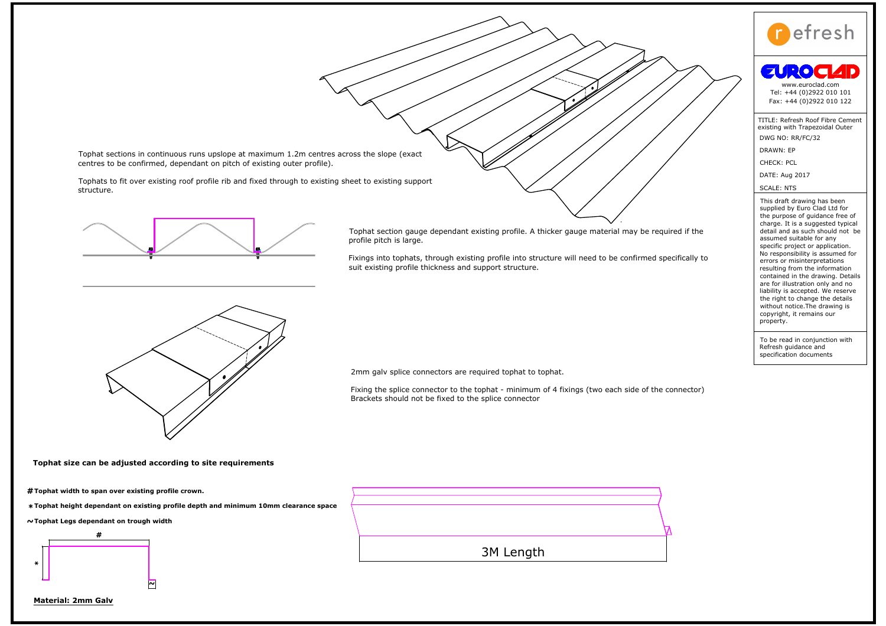Tophat sections in continuous runs upslope at maximum 1.2m centres across the slope (exact centres to be confirmed, dependant on pitch of existing outer profile).

Tophats to fit over existing roof profile rib and fixed through to existing sheet to existing support structure.

Tophat section gauge dependant existing profile. A thicker gauge material may be required if the profile pitch is large.

Fixings into tophats, through existing profile into structure will need to be confirmed specifically to suit existing profile thickness and support structure.

2mm galv splice connectors are required tophat to tophat.

Fixing the splice connector to the tophat - minimum of 4 fixings (two each side of the connector)
Brackets should not be fixed to the splice connector

**Tophat size can be adjusted according to site requirements**

**# Tophat width to span over existing profile crown.**

**\* Tophat height dependant on existing profile depth and minimum 10mm clearance space**

**~ Tophat Legs dependant on trough width**

#

\*

~

**Material: 2mm Galv**

3M Length

refresh

EUROCLAD
www.euroclad.com
Tel: +44 (0)2922 010 101
Fax: +44 (0)2922 010 122

TITLE: Refresh Roof Fibre Cement existing with Trapezoidal Outer

DWG NO: RR/FC/32

DRAWN: EP

CHECK: PCL

DATE: Aug 2017

SCALE: NTS

This draft drawing has been supplied by Euro Clad Ltd for the purpose of guidance free of charge. It is a suggested typical detail and as such should not be assumed suitable for any specific project or application. No responsibility is assumed for errors or misinterpretations resulting from the information contained in the drawing. Details are for illustration only and no liability is accepted. We reserve the right to change the details without notice.The drawing is copyright, it remains our property.

To be read in conjunction with Refresh guidance and specification documents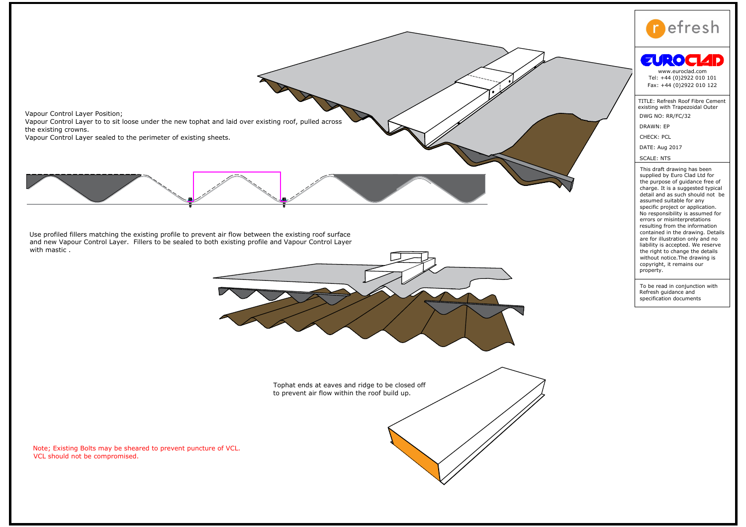Vapour Control Layer Position;
Vapour Control Layer to to sit loose under the new tophat and laid over existing roof, pulled across the existing crowns.
Vapour Control Layer sealed to the perimeter of existing sheets.

Use profiled fillers matching the existing profile to prevent air flow between the existing roof surface and new Vapour Control Layer. Fillers to be sealed to both existing profile and Vapour Control Layer with mastic .

Tophat ends at eaves and ridge to be closed off to prevent air flow within the roof build up.

Note; Existing Bolts may be sheared to prevent puncture of VCL.
VCL should not be compromised.

refresh

EUROCLAD
www.euroclad.com
Tel: +44 (0)2922 010 101
Fax: +44 (0)2922 010 122

TITLE: Refresh Roof Fibre Cement existing with Trapezoidal Outer

DWG NO: RR/FC/32

DRAWN: EP

CHECK: PCL

DATE: Aug 2017

SCALE: NTS

This draft drawing has been supplied by Euro Clad Ltd for the purpose of guidance free of charge. It is a suggested typical detail and as such should not be assumed suitable for any specific project or application. No responsibility is assumed for errors or misinterpretations resulting from the information contained in the drawing. Details are for illustration only and no liability is accepted. We reserve the right to change the details without notice.The drawing is copyright, it remains our property.

To be read in conjunction with Refresh guidance and specification documents